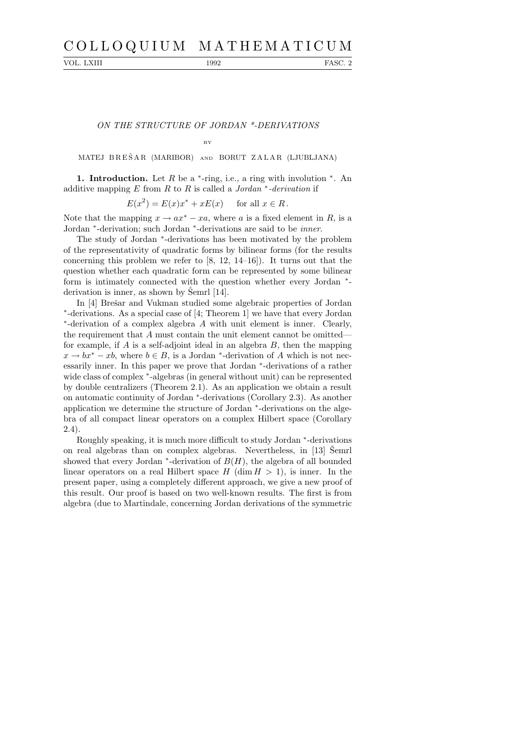# ON THE STRUCTURE OF JORDAN *-DERIVATIONS

BY

MATEJ BREŠAR (MARIBOR) AND BORUT ZALAR (LJUBLJANA)

**1. Introduction.** Let $R$ be a $^*$-ring, i.e., a ring with involution $^*$. An additive mapping $E$ from $R$ to $R$ is called a *Jordan* $^*$*-derivation* if

$$E(x^2) = E(x)x^* + xE(x) \quad \text{for all } x \in R\,.$$

Note that the mapping $x \to ax^* - xa$, where $a$ is a fixed element in $R$, is a Jordan $^*$-derivation; such Jordan $^*$-derivations are said to be *inner*.

The study of Jordan $^*$-derivations has been motivated by the problem of the representativity of quadratic forms by bilinear forms (for the results concerning this problem we refer to [8, 12, 14–16]). It turns out that the question whether each quadratic form can be represented by some bilinear form is intimately connected with the question whether every Jordan $^*$-derivation is inner, as shown by Šemrl [14].

In [4] Brešar and Vukman studied some algebraic properties of Jordan $^*$-derivations. As a special case of [4; Theorem 1] we have that every Jordan $^*$-derivation of a complex algebra $A$ with unit element is inner. Clearly, the requirement that $A$ must contain the unit element cannot be omitted—for example, if $A$ is a self-adjoint ideal in an algebra $B$, then the mapping $x \to bx^* - xb$, where $b \in B$, is a Jordan $^*$-derivation of $A$ which is not necessarily inner. In this paper we prove that Jordan $^*$-derivations of a rather wide class of complex $^*$-algebras (in general without unit) can be represented by double centralizers (Theorem 2.1). As an application we obtain a result on automatic continuity of Jordan $^*$-derivations (Corollary 2.3). As another application we determine the structure of Jordan $^*$-derivations on the algebra of all compact linear operators on a complex Hilbert space (Corollary 2.4).

Roughly speaking, it is much more difficult to study Jordan $^*$-derivations on real algebras than on complex algebras. Nevertheless, in [13] Šemrl showed that every Jordan $^*$-derivation of $B(H)$, the algebra of all bounded linear operators on a real Hilbert space $H$ ($\dim H > 1$), is inner. In the present paper, using a completely different approach, we give a new proof of this result. Our proof is based on two well-known results. The first is from algebra (due to Martindale, concerning Jordan derivations of the symmetric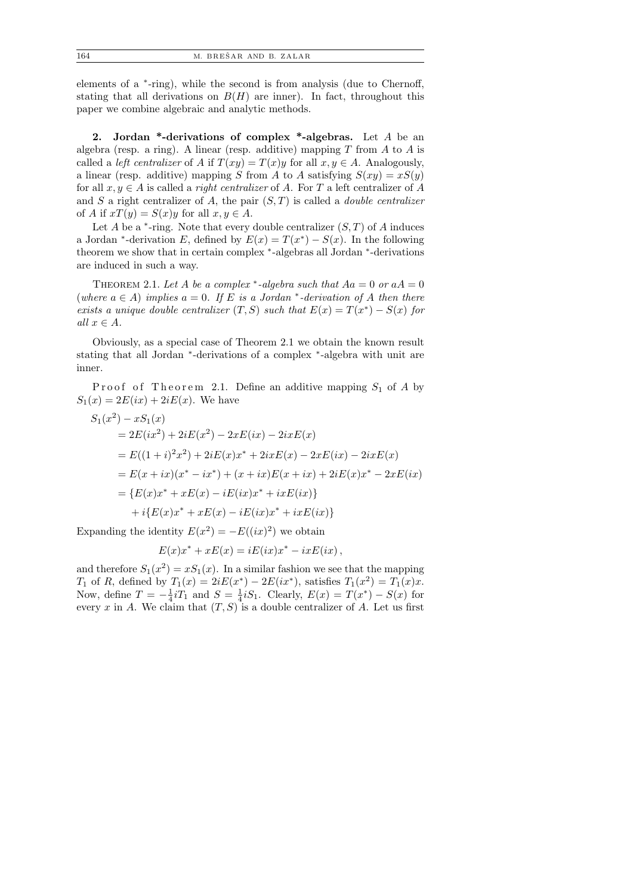elements of a $^*$-ring), while the second is from analysis (due to Chernoff, stating that all derivations on $B(H)$ are inner). In fact, throughout this paper we combine algebraic and analytic methods.

## 2. Jordan *-derivations of complex *-algebras.

Let $A$ be an algebra (resp. a ring). A linear (resp. additive) mapping $T$ from $A$ to $A$ is called a *left centralizer* of $A$ if $T(xy) = T(x)y$ for all $x, y \in A$. Analogously, a linear (resp. additive) mapping $S$ from $A$ to $A$ satisfying $S(xy) = xS(y)$ for all $x, y \in A$ is called a *right centralizer* of $A$. For $T$ a left centralizer of $A$ and $S$ a right centralizer of $A$, the pair $(S, T)$ is called a *double centralizer* of $A$ if $xT(y) = S(x)y$ for all $x, y \in A$.

Let $A$ be a $^*$-ring. Note that every double centralizer $(S, T)$ of $A$ induces a Jordan $^*$-derivation $E$, defined by $E(x) = T(x^*) - S(x)$. In the following theorem we show that in certain complex $^*$-algebras all Jordan $^*$-derivations are induced in such a way.

THEOREM 2.1. *Let $A$ be a complex $^*$-algebra such that $Aa = 0$ or $aA = 0$ (where $a \in A$) implies $a = 0$. If $E$ is a Jordan $^*$-derivation of $A$ then there exists a unique double centralizer $(T, S)$ such that $E(x) = T(x^*) - S(x)$ for all $x \in A$.*

Obviously, as a special case of Theorem 2.1 we obtain the known result stating that all Jordan $^*$-derivations of a complex $^*$-algebra with unit are inner.

Proof of Theorem 2.1. Define an additive mapping $S_1$ of $A$ by $S_1(x) = 2E(ix) + 2iE(x)$. We have

$$
\begin{aligned}
S_1(x^2) &- xS_1(x) \\
&= 2E(ix^2) + 2iE(x^2) - 2xE(ix) - 2ixE(x) \\
&= E((1+i)^2x^2) + 2iE(x)x^* + 2ixE(x) - 2xE(ix) - 2ixE(x) \\
&= E(x+ix)(x^* - ix^*) + (x+ix)E(x+ix) + 2iE(x)x^* - 2xE(ix) \\
&= \{E(x)x^* + xE(x) - iE(ix)x^* + ixE(ix)\} \\
&\quad + i\{E(x)x^* + xE(x) - iE(ix)x^* + ixE(ix)\}
\end{aligned}
$$

Expanding the identity $E(x^2) = -E((ix)^2)$ we obtain

$$
E(x)x^* + xE(x) = iE(ix)x^* - ixE(ix),
$$

and therefore $S_1(x^2) = xS_1(x)$. In a similar fashion we see that the mapping $T_1$ of $R$, defined by $T_1(x) = 2iE(x^*) - 2E(ix^*)$, satisfies $T_1(x^2) = T_1(x)x$. Now, define $T = -\frac{1}{4}iT_1$ and $S = \frac{1}{4}iS_1$. Clearly, $E(x) = T(x^*) - S(x)$ for every $x$ in $A$. We claim that $(T, S)$ is a double centralizer of $A$. Let us first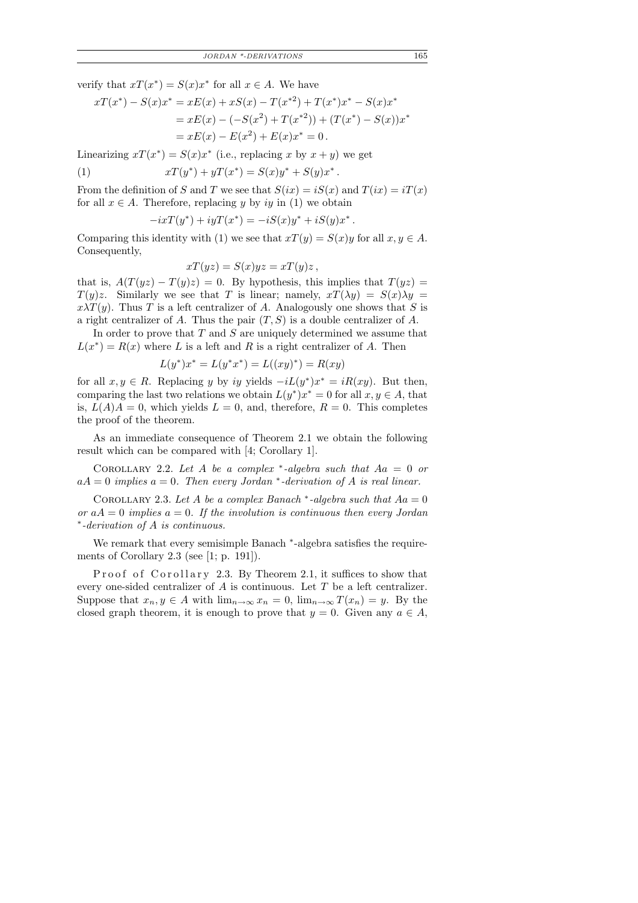verify that $xT(x^*) = S(x)x^*$ for all $x \in A$. We have

$$\begin{aligned} xT(x^*) - S(x)x^* &= xE(x) + xS(x) - T(x^{*2}) + T(x^*)x^* - S(x)x^* \\ &= xE(x) - (-S(x^2) + T(x^{*2})) + (T(x^*) - S(x))x^* \\ &= xE(x) - E(x^2) + E(x)x^* = 0\,. \end{aligned}$$

Linearizing $xT(x^*) = S(x)x^*$ (i.e., replacing $x$ by $x + y$) we get

$$xT(y^*) + yT(x^*) = S(x)y^* + S(y)x^*\,. \tag{1}$$

From the definition of $S$ and $T$ we see that $S(ix) = iS(x)$ and $T(ix) = iT(x)$ for all $x \in A$. Therefore, replacing $y$ by $iy$ in (1) we obtain

$$-ixT(y^*) + iyT(x^*) = -iS(x)y^* + iS(y)x^*\,.$$

Comparing this identity with (1) we see that $xT(y) = S(x)y$ for all $x, y \in A$. Consequently,

$$xT(yz) = S(x)yz = xT(y)z\,,$$

that is, $A(T(yz) - T(y)z) = 0$. By hypothesis, this implies that $T(yz) = T(y)z$. Similarly we see that $T$ is linear; namely, $xT(\lambda y) = S(x)\lambda y = x\lambda T(y)$. Thus $T$ is a left centralizer of $A$. Analogously one shows that $S$ is a right centralizer of $A$. Thus the pair $(T, S)$ is a double centralizer of $A$.

In order to prove that $T$ and $S$ are uniquely determined we assume that $L(x^*) = R(x)$ where $L$ is a left and $R$ is a right centralizer of $A$. Then

$$L(y^*)x^* = L(y^*x^*) = L((xy)^*) = R(xy)$$

for all $x, y \in R$. Replacing $y$ by $iy$ yields $-iL(y^*)x^* = iR(xy)$. But then, comparing the last two relations we obtain $L(y^*)x^* = 0$ for all $x, y \in A$, that is, $L(A)A = 0$, which yields $L = 0$, and, therefore, $R = 0$. This completes the proof of the theorem.

As an immediate consequence of Theorem 2.1 we obtain the following result which can be compared with [4; Corollary 1].

COROLLARY 2.2. *Let $A$ be a complex $^*$-algebra such that $Aa = 0$ or $aA = 0$ implies $a = 0$. Then every Jordan $^*$-derivation of $A$ is real linear.*

COROLLARY 2.3. *Let $A$ be a complex Banach $^*$-algebra such that $Aa = 0$ or $aA = 0$ implies $a = 0$. If the involution is continuous then every Jordan $^*$-derivation of $A$ is continuous.*

We remark that every semisimple Banach $^*$-algebra satisfies the requirements of Corollary 2.3 (see [1; p. 191]).

Proof of Corollary 2.3. By Theorem 2.1, it suffices to show that every one-sided centralizer of $A$ is continuous. Let $T$ be a left centralizer. Suppose that $x_n, y \in A$ with $\lim_{n\to\infty} x_n = 0$, $\lim_{n\to\infty} T(x_n) = y$. By the closed graph theorem, it is enough to prove that $y = 0$. Given any $a \in A$,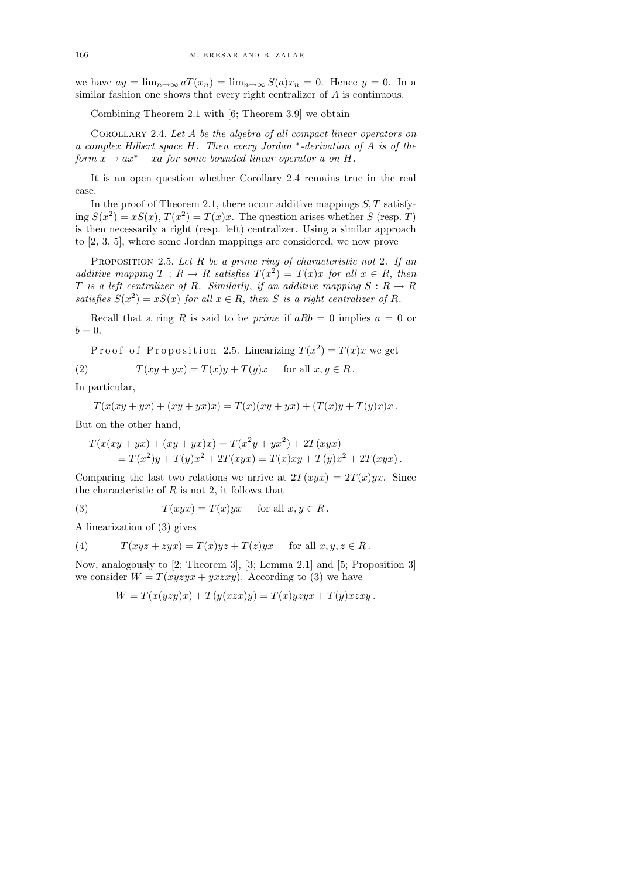we have $ay = \lim_{n\to\infty} aT(x_n) = \lim_{n\to\infty} S(a)x_n = 0$. Hence $y = 0$. In a similar fashion one shows that every right centralizer of $A$ is continuous.

Combining Theorem 2.1 with [6; Theorem 3.9] we obtain

Corollary 2.4. *Let $A$ be the algebra of all compact linear operators on a complex Hilbert space $H$. Then every Jordan ${}^*$-derivation of $A$ is of the form $x \to ax^* - xa$ for some bounded linear operator $a$ on $H$.*

It is an open question whether Corollary 2.4 remains true in the real case.

In the proof of Theorem 2.1, there occur additive mappings $S, T$ satisfying $S(x^2) = xS(x)$, $T(x^2) = T(x)x$. The question arises whether $S$ (resp. $T$) is then necessarily a right (resp. left) centralizer. Using a similar approach to [2, 3, 5], where some Jordan mappings are considered, we now prove

Proposition 2.5. *Let $R$ be a prime ring of characteristic not 2. If an additive mapping $T : R \to R$ satisfies $T(x^2) = T(x)x$ for all $x \in R$, then $T$ is a left centralizer of $R$. Similarly, if an additive mapping $S : R \to R$ satisfies $S(x^2) = xS(x)$ for all $x \in R$, then $S$ is a right centralizer of $R$.*

Recall that a ring $R$ is said to be *prime* if $aRb = 0$ implies $a = 0$ or $b = 0$.

Proof of Proposition 2.5. Linearizing $T(x^2) = T(x)x$ we get

$$T(xy + yx) = T(x)y + T(y)x \quad \text{for all } x, y \in R. \tag{2}$$

In particular,

$$T(x(xy + yx) + (xy + yx)x) = T(x)(xy + yx) + (T(x)y + T(y)x)x.$$

But on the other hand,

$$\begin{aligned} T(x(xy + yx) + (xy + yx)x) &= T(x^2y + yx^2) + 2T(xyx) \\ &= T(x^2)y + T(y)x^2 + 2T(xyx) = T(x)xy + T(y)x^2 + 2T(xyx). \end{aligned}$$

Comparing the last two relations we arrive at $2T(xyx) = 2T(x)yx$. Since the characteristic of $R$ is not 2, it follows that

$$T(xyx) = T(x)yx \quad \text{for all } x, y \in R. \tag{3}$$

A linearization of (3) gives

$$T(xyz + zyx) = T(x)yz + T(z)yx \quad \text{for all } x, y, z \in R. \tag{4}$$

Now, analogously to [2; Theorem 3], [3; Lemma 2.1] and [5; Proposition 3] we consider $W = T(xyzyx + yxzxy)$. According to (3) we have

$$W = T(x(yzy)x) + T(y(xzx)y) = T(x)yzyx + T(y)xzxy.$$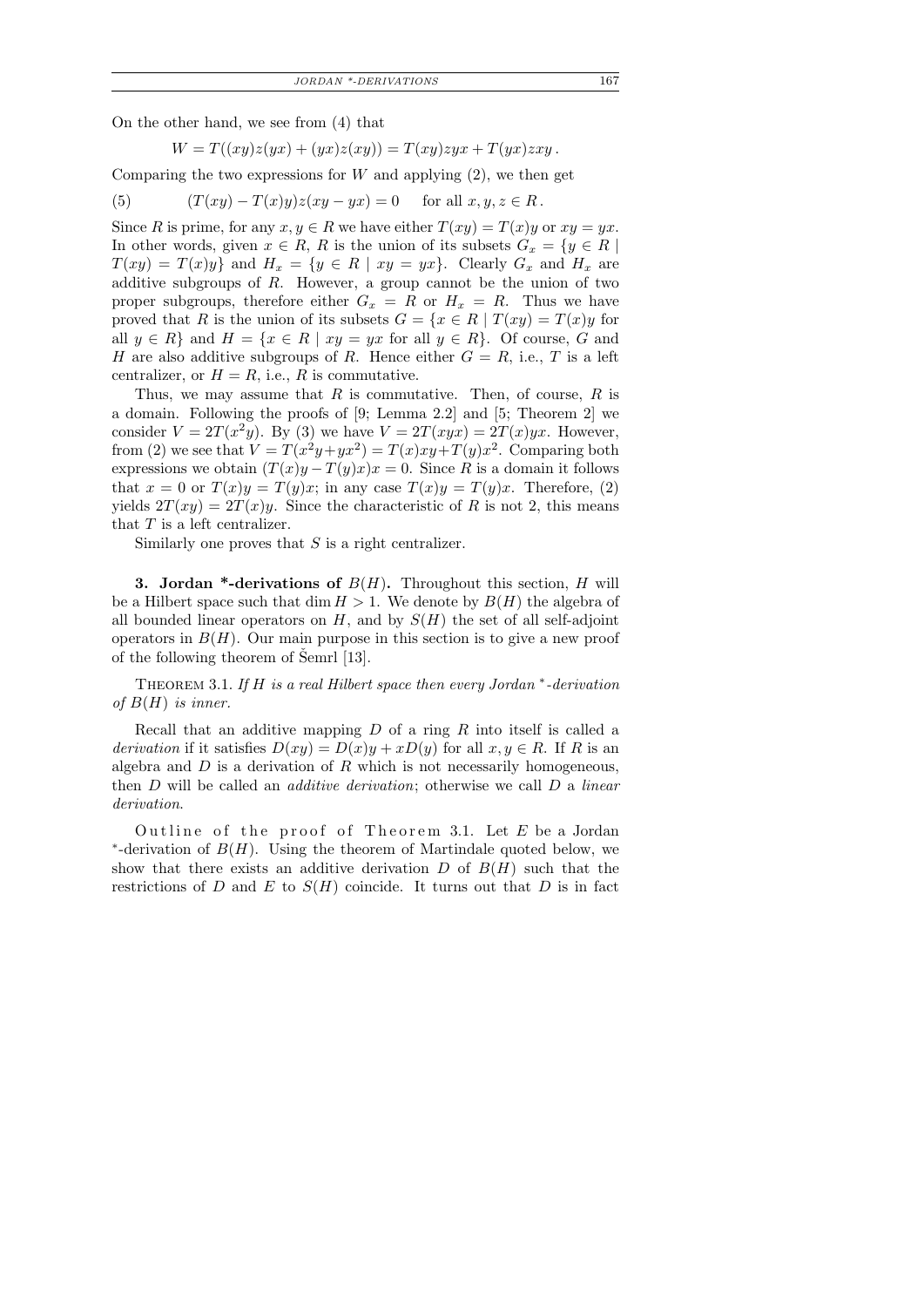On the other hand, we see from (4) that

$$W = T((xy)z(yx) + (yx)z(xy)) = T(xy)zyx + T(yx)zxy\,.$$

Comparing the two expressions for $W$ and applying (2), we then get

$$(5) \qquad (T(xy) - T(x)y)z(xy - yx) = 0 \quad \text{for all } x, y, z \in R\,.$$

Since $R$ is prime, for any $x, y \in R$ we have either $T(xy) = T(x)y$ or $xy = yx$. In other words, given $x \in R$, $R$ is the union of its subsets $G_x = \{y \in R \mid T(xy) = T(x)y\}$ and $H_x = \{y \in R \mid xy = yx\}$. Clearly $G_x$ and $H_x$ are additive subgroups of $R$. However, a group cannot be the union of two proper subgroups, therefore either $G_x = R$ or $H_x = R$. Thus we have proved that $R$ is the union of its subsets $G = \{x \in R \mid T(xy) = T(x)y$ for all $y \in R\}$ and $H = \{x \in R \mid xy = yx$ for all $y \in R\}$. Of course, $G$ and $H$ are also additive subgroups of $R$. Hence either $G = R$, i.e., $T$ is a left centralizer, or $H = R$, i.e., $R$ is commutative.

Thus, we may assume that $R$ is commutative. Then, of course, $R$ is a domain. Following the proofs of [9; Lemma 2.2] and [5; Theorem 2] we consider $V = 2T(x^2y)$. By (3) we have $V = 2T(xyx) = 2T(x)yx$. However, from (2) we see that $V = T(x^2y + yx^2) = T(x)xy + T(y)x^2$. Comparing both expressions we obtain $(T(x)y - T(y)x)x = 0$. Since $R$ is a domain it follows that $x = 0$ or $T(x)y = T(y)x$; in any case $T(x)y = T(y)x$. Therefore, (2) yields $2T(xy) = 2T(x)y$. Since the characteristic of $R$ is not 2, this means that $T$ is a left centralizer.

Similarly one proves that $S$ is a right centralizer.

**3. Jordan \*-derivations of $B(H)$.** Throughout this section, $H$ will be a Hilbert space such that $\dim H > 1$. We denote by $B(H)$ the algebra of all bounded linear operators on $H$, and by $S(H)$ the set of all self-adjoint operators in $B(H)$. Our main purpose in this section is to give a new proof of the following theorem of Šemrl [13].

THEOREM 3.1. *If $H$ is a real Hilbert space then every Jordan $^*$-derivation of $B(H)$ is inner.*

Recall that an additive mapping $D$ of a ring $R$ into itself is called a *derivation* if it satisfies $D(xy) = D(x)y + xD(y)$ for all $x, y \in R$. If $R$ is an algebra and $D$ is a derivation of $R$ which is not necessarily homogeneous, then $D$ will be called an *additive derivation*; otherwise we call $D$ a *linear derivation*.

Outline of the proof of Theorem 3.1. Let $E$ be a Jordan $^*$-derivation of $B(H)$. Using the theorem of Martindale quoted below, we show that there exists an additive derivation $D$ of $B(H)$ such that the restrictions of $D$ and $E$ to $S(H)$ coincide. It turns out that $D$ is in fact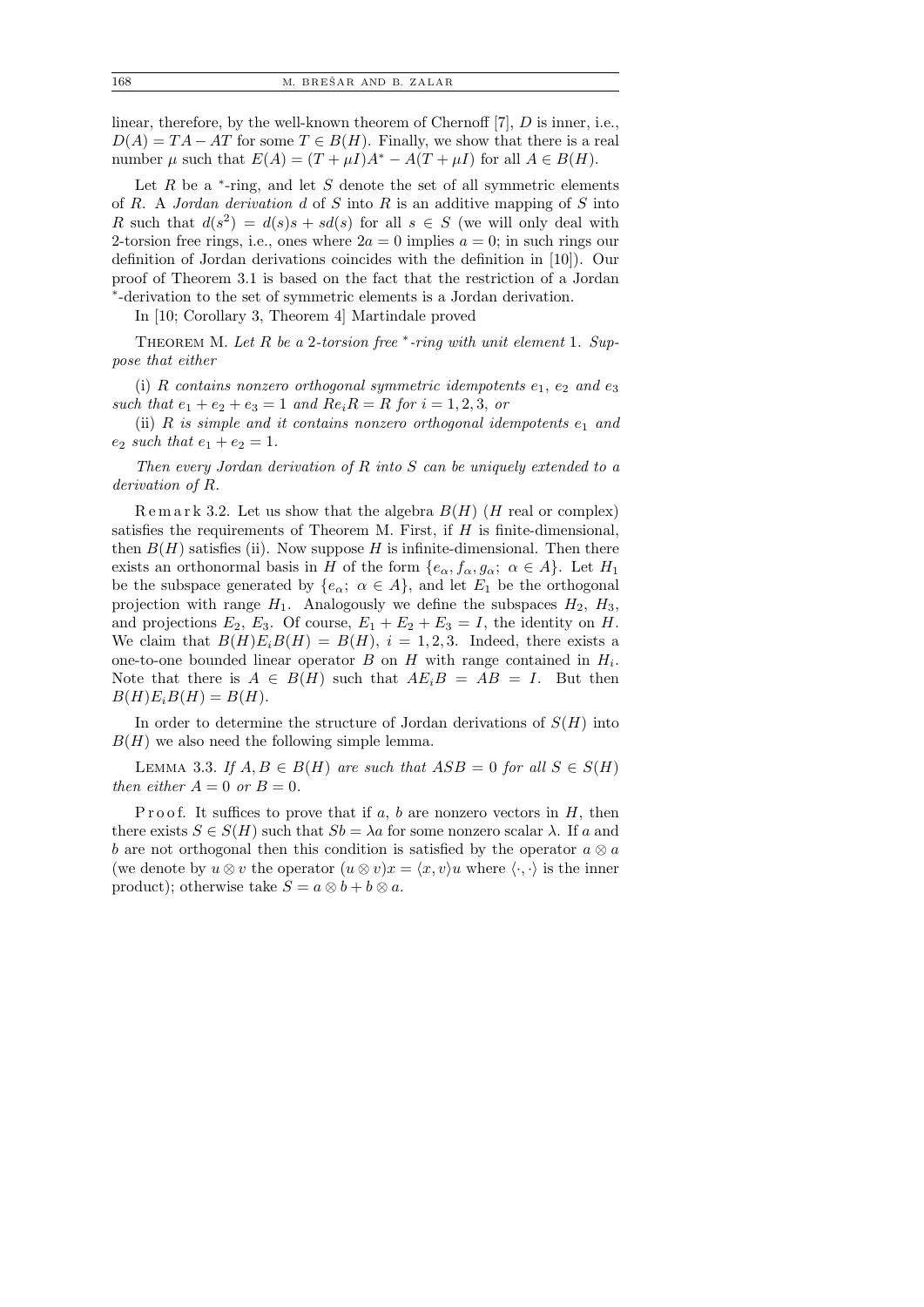linear, therefore, by the well-known theorem of Chernoff [7], $D$ is inner, i.e., $D(A) = TA - AT$ for some $T \in B(H)$. Finally, we show that there is a real number $\mu$ such that $E(A) = (T + \mu I)A^* - A(T + \mu I)$ for all $A \in B(H)$.

Let $R$ be a $^*$-ring, and let $S$ denote the set of all symmetric elements of $R$. A *Jordan derivation* $d$ of $S$ into $R$ is an additive mapping of $S$ into $R$ such that $d(s^2) = d(s)s + sd(s)$ for all $s \in S$ (we will only deal with 2-torsion free rings, i.e., ones where $2a = 0$ implies $a = 0$; in such rings our definition of Jordan derivations coincides with the definition in [10]). Our proof of Theorem 3.1 is based on the fact that the restriction of a Jordan $^*$-derivation to the set of symmetric elements is a Jordan derivation.

In [10; Corollary 3, Theorem 4] Martindale proved

Theorem M. *Let $R$ be a 2-torsion free $^*$-ring with unit element 1. Suppose that either*

(i) *$R$ contains nonzero orthogonal symmetric idempotents $e_1$, $e_2$ and $e_3$ such that $e_1 + e_2 + e_3 = 1$ and $Re_iR = R$ for $i = 1, 2, 3$, or*

(ii) *$R$ is simple and it contains nonzero orthogonal idempotents $e_1$ and $e_2$ such that $e_1 + e_2 = 1$.*

*Then every Jordan derivation of $R$ into $S$ can be uniquely extended to a derivation of $R$.*

Remark 3.2. Let us show that the algebra $B(H)$ ($H$ real or complex) satisfies the requirements of Theorem M. First, if $H$ is finite-dimensional, then $B(H)$ satisfies (ii). Now suppose $H$ is infinite-dimensional. Then there exists an orthonormal basis in $H$ of the form $\{e_\alpha, f_\alpha, g_\alpha;\ \alpha \in A\}$. Let $H_1$ be the subspace generated by $\{e_\alpha;\ \alpha \in A\}$, and let $E_1$ be the orthogonal projection with range $H_1$. Analogously we define the subspaces $H_2$, $H_3$, and projections $E_2$, $E_3$. Of course, $E_1 + E_2 + E_3 = I$, the identity on $H$. We claim that $B(H)E_iB(H) = B(H)$, $i = 1, 2, 3$. Indeed, there exists a one-to-one bounded linear operator $B$ on $H$ with range contained in $H_i$. Note that there is $A \in B(H)$ such that $AE_iB = AB = I$. But then $B(H)E_iB(H) = B(H)$.

In order to determine the structure of Jordan derivations of $S(H)$ into $B(H)$ we also need the following simple lemma.

Lemma 3.3. *If $A, B \in B(H)$ are such that $ASB = 0$ for all $S \in S(H)$ then either $A = 0$ or $B = 0$.*

Proof. It suffices to prove that if $a$, $b$ are nonzero vectors in $H$, then there exists $S \in S(H)$ such that $Sb = \lambda a$ for some nonzero scalar $\lambda$. If $a$ and $b$ are not orthogonal then this condition is satisfied by the operator $a \otimes a$ (we denote by $u \otimes v$ the operator $(u \otimes v)x = \langle x, v\rangle u$ where $\langle \cdot, \cdot \rangle$ is the inner product); otherwise take $S = a \otimes b + b \otimes a$.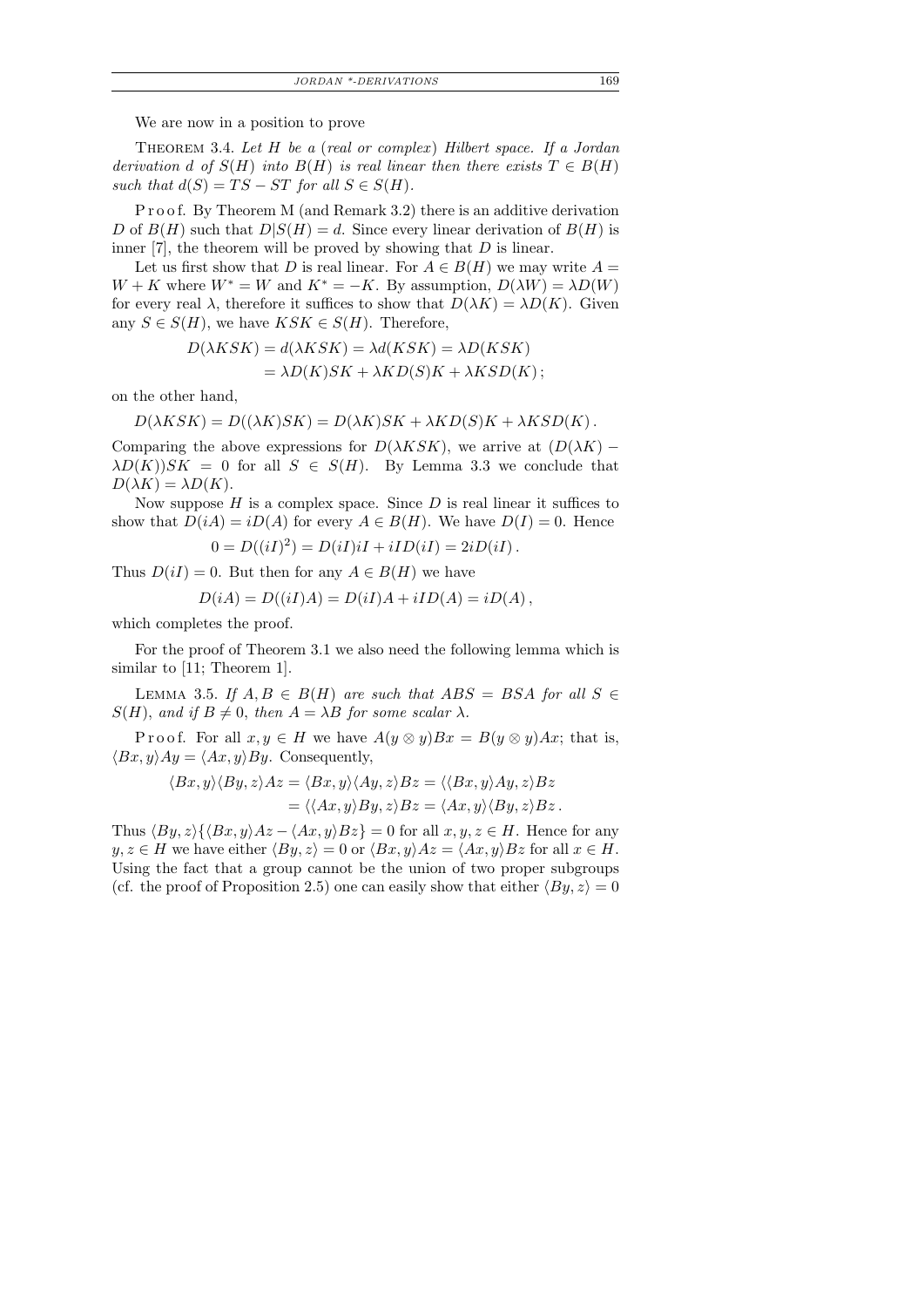We are now in a position to prove

Theorem 3.4. *Let $H$ be a (real or complex) Hilbert space. If a Jordan derivation $d$ of $S(H)$ into $B(H)$ is real linear then there exists $T \in B(H)$ such that $d(S) = TS - ST$ for all $S \in S(H)$.*

Proof. By Theorem M (and Remark 3.2) there is an additive derivation $D$ of $B(H)$ such that $D|S(H) = d$. Since every linear derivation of $B(H)$ is inner [7], the theorem will be proved by showing that $D$ is linear.

Let us first show that $D$ is real linear. For $A \in B(H)$ we may write $A = W + K$ where $W^* = W$ and $K^* = -K$. By assumption, $D(\lambda W) = \lambda D(W)$ for every real $\lambda$, therefore it suffices to show that $D(\lambda K) = \lambda D(K)$. Given any $S \in S(H)$, we have $KSK \in S(H)$. Therefore,

$$\begin{aligned} D(\lambda KSK) &= d(\lambda KSK) = \lambda d(KSK) = \lambda D(KSK) \\ &= \lambda D(K)SK + \lambda KD(S)K + \lambda KSD(K); \end{aligned}$$

on the other hand,

$$D(\lambda KSK) = D((\lambda K)SK) = D(\lambda K)SK + \lambda KD(S)K + \lambda KSD(K).$$

Comparing the above expressions for $D(\lambda KSK)$, we arrive at $(D(\lambda K) - \lambda D(K))SK = 0$ for all $S \in S(H)$. By Lemma 3.3 we conclude that $D(\lambda K) = \lambda D(K)$.

Now suppose $H$ is a complex space. Since $D$ is real linear it suffices to show that $D(iA) = iD(A)$ for every $A \in B(H)$. We have $D(I) = 0$. Hence

$$0 = D((iI)^2) = D(iI)iI + iID(iI) = 2iD(iI).$$

Thus $D(iI) = 0$. But then for any $A \in B(H)$ we have

$$D(iA) = D((iI)A) = D(iI)A + iID(A) = iD(A),$$

which completes the proof.

For the proof of Theorem 3.1 we also need the following lemma which is similar to [11; Theorem 1].

Lemma 3.5. *If $A, B \in B(H)$ are such that $ABS = BSA$ for all $S \in S(H)$, and if $B \neq 0$, then $A = \lambda B$ for some scalar $\lambda$.*

Proof. For all $x, y \in H$ we have $A(y \otimes y)Bx = B(y \otimes y)Ax$; that is, $\langle Bx, y\rangle Ay = \langle Ax, y\rangle By$. Consequently,

$$\begin{aligned} \langle Bx, y\rangle\langle By, z\rangle Az &= \langle Bx, y\rangle\langle Ay, z\rangle Bz = \langle\langle Bx, y\rangle Ay, z\rangle Bz \\ &= \langle\langle Ax, y\rangle By, z\rangle Bz = \langle Ax, y\rangle\langle By, z\rangle Bz. \end{aligned}$$

Thus $\langle By, z\rangle\{\langle Bx, y\rangle Az - \langle Ax, y\rangle Bz\} = 0$ for all $x, y, z \in H$. Hence for any $y, z \in H$ we have either $\langle By, z\rangle = 0$ or $\langle Bx, y\rangle Az = \langle Ax, y\rangle Bz$ for all $x \in H$. Using the fact that a group cannot be the union of two proper subgroups (cf. the proof of Proposition 2.5) one can easily show that either $\langle By, z\rangle = 0$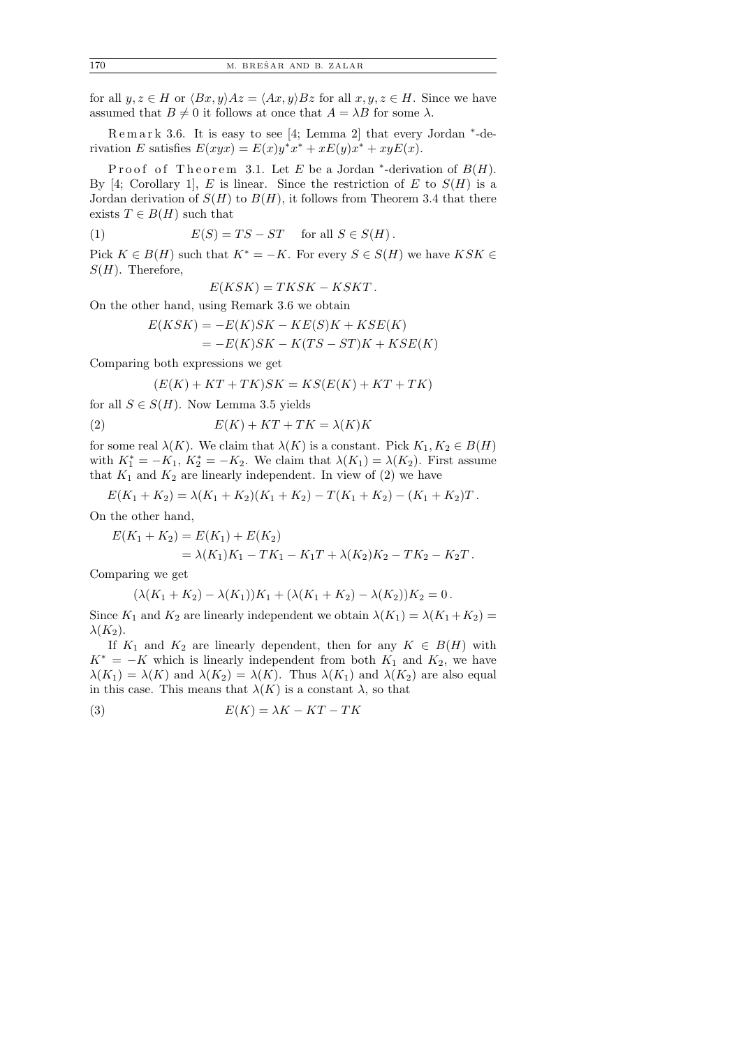for all $y, z \in H$ or $\langle Bx, y\rangle Az = \langle Ax, y\rangle Bz$ for all $x, y, z \in H$. Since we have assumed that $B \neq 0$ it follows at once that $A = \lambda B$ for some $\lambda$.

Remark 3.6. It is easy to see [4; Lemma 2] that every Jordan $^*$-derivation $E$ satisfies $E(xyx) = E(x)y^*x^* + xE(y)x^* + xyE(x)$.

Proof of Theorem 3.1. Let $E$ be a Jordan $^*$-derivation of $B(H)$. By [4; Corollary 1], $E$ is linear. Since the restriction of $E$ to $S(H)$ is a Jordan derivation of $S(H)$ to $B(H)$, it follows from Theorem 3.4 that there exists $T \in B(H)$ such that

$$E(S) = TS - ST \quad \text{for all } S \in S(H). \tag{1}$$

Pick $K \in B(H)$ such that $K^* = -K$. For every $S \in S(H)$ we have $KSK \in S(H)$. Therefore,

$$E(KSK) = TKSK - KSKT.$$

On the other hand, using Remark 3.6 we obtain

$$\begin{aligned} E(KSK) &= -E(K)SK - KE(S)K + KSE(K) \\ &= -E(K)SK - K(TS - ST)K + KSE(K) \end{aligned}$$

Comparing both expressions we get

$$(E(K) + KT + TK)SK = KS(E(K) + KT + TK)$$

for all $S \in S(H)$. Now Lemma 3.5 yields

$$E(K) + KT + TK = \lambda(K)K \tag{2}$$

for some real $\lambda(K)$. We claim that $\lambda(K)$ is a constant. Pick $K_1, K_2 \in B(H)$ with $K_1^* = -K_1$, $K_2^* = -K_2$. We claim that $\lambda(K_1) = \lambda(K_2)$. First assume that $K_1$ and $K_2$ are linearly independent. In view of (2) we have

$$E(K_1 + K_2) = \lambda(K_1 + K_2)(K_1 + K_2) - T(K_1 + K_2) - (K_1 + K_2)T.$$

On the other hand,

$$\begin{aligned} E(K_1 + K_2) &= E(K_1) + E(K_2) \\ &= \lambda(K_1)K_1 - TK_1 - K_1T + \lambda(K_2)K_2 - TK_2 - K_2T. \end{aligned}$$

Comparing we get

$$(\lambda(K_1 + K_2) - \lambda(K_1))K_1 + (\lambda(K_1 + K_2) - \lambda(K_2))K_2 = 0.$$

Since $K_1$ and $K_2$ are linearly independent we obtain $\lambda(K_1) = \lambda(K_1 + K_2) = \lambda(K_2)$.

If $K_1$ and $K_2$ are linearly dependent, then for any $K \in B(H)$ with $K^* = -K$ which is linearly independent from both $K_1$ and $K_2$, we have $\lambda(K_1) = \lambda(K)$ and $\lambda(K_2) = \lambda(K)$. Thus $\lambda(K_1)$ and $\lambda(K_2)$ are also equal in this case. This means that $\lambda(K)$ is a constant $\lambda$, so that

$$E(K) = \lambda K - KT - TK \tag{3}$$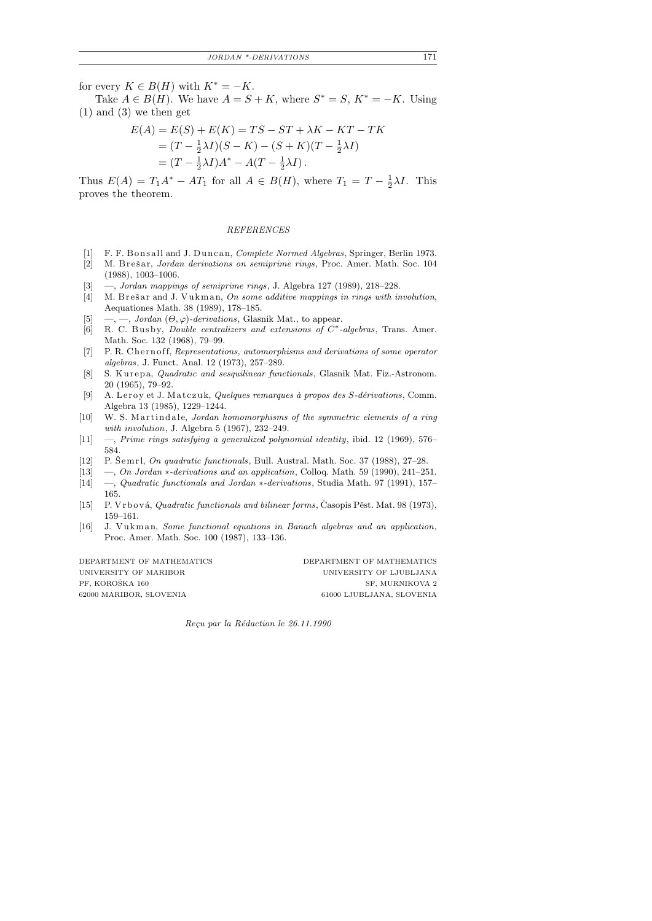for every $K \in B(H)$ with $K^* = -K$.

Take $A \in B(H)$. We have $A = S + K$, where $S^* = S$, $K^* = -K$. Using (1) and (3) we then get

$$
\begin{aligned}
E(A) &= E(S) + E(K) = TS - ST + \lambda K - KT - TK \\
&= (T - \tfrac{1}{2}\lambda I)(S - K) - (S + K)(T - \tfrac{1}{2}\lambda I) \\
&= (T - \tfrac{1}{2}\lambda I)A^* - A(T - \tfrac{1}{2}\lambda I)\,.
\end{aligned}
$$

Thus $E(A) = T_1 A^* - A T_1$ for all $A \in B(H)$, where $T_1 = T - \frac{1}{2}\lambda I$. This proves the theorem.

## REFERENCES

[1] F. F. Bonsall and J. Duncan, *Complete Normed Algebras*, Springer, Berlin 1973.

[2] M. Brešar, *Jordan derivations on semiprime rings*, Proc. Amer. Math. Soc. 104 (1988), 1003–1006.

[3] —, *Jordan mappings of semiprime rings*, J. Algebra 127 (1989), 218–228.

[4] M. Brešar and J. Vukman, *On some additive mappings in rings with involution*, Aequationes Math. 38 (1989), 178–185.

[5] —, —, *Jordan $(\Theta, \varphi)$-derivations*, Glasnik Mat., to appear.

[6] R. C. Busby, *Double centralizers and extensions of $C^*$-algebras*, Trans. Amer. Math. Soc. 132 (1968), 79–99.

[7] P. R. Chernoff, *Representations, automorphisms and derivations of some operator algebras*, J. Funct. Anal. 12 (1973), 257–289.

[8] S. Kurepa, *Quadratic and sesquilinear functionals*, Glasnik Mat. Fiz.-Astronom. 20 (1965), 79–92.

[9] A. Leroy et J. Matczuk, *Quelques remarques à propos des $S$-dérivations*, Comm. Algebra 13 (1985), 1229–1244.

[10] W. S. Martindale, *Jordan homomorphisms of the symmetric elements of a ring with involution*, J. Algebra 5 (1967), 232–249.

[11] —, *Prime rings satisfying a generalized polynomial identity*, ibid. 12 (1969), 576–584.

[12] P. Šemrl, *On quadratic functionals*, Bull. Austral. Math. Soc. 37 (1988), 27–28.

[13] —, *On Jordan $*$-derivations and an application*, Colloq. Math. 59 (1990), 241–251.

[14] —, *Quadratic functionals and Jordan $*$-derivations*, Studia Math. 97 (1991), 157–165.

[15] P. Vrbová, *Quadratic functionals and bilinear forms*, Časopis Pěst. Mat. 98 (1973), 159–161.

[16] J. Vukman, *Some functional equations in Banach algebras and an application*, Proc. Amer. Math. Soc. 100 (1987), 133–136.

DEPARTMENT OF MATHEMATICS
UNIVERSITY OF MARIBOR
PF, KOROŠKA 160
62000 MARIBOR, SLOVENIA

DEPARTMENT OF MATHEMATICS
UNIVERSITY OF LJUBLJANA
SF, MURNIKOVA 2
61000 LJUBLJANA, SLOVENIA

*Reçu par la Rédaction le 26.11.1990*